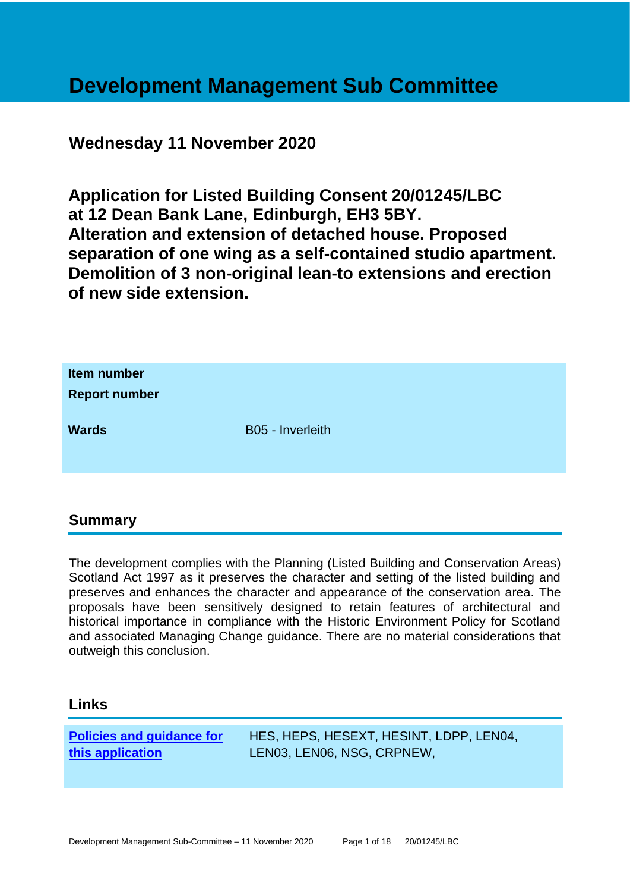# Development Management Sub Committee

## Wednesday 11 November 2020

## Application for Listed Building Consent 20/01245/LBC at 12 Dean Bank Lane, Edinburgh, EH3 5BY. Alteration and extension of detached house. Proposed separation of one wing as a self-contained studio apartment. Demolition of 3 non-original lean-to extensions and erection of new side extension.

| | |
|---|---|
| **Item number** | |
| **Report number** | |
| **Wards** | B05 - Inverleith |

## Summary

The development complies with the Planning (Listed Building and Conservation Areas) Scotland Act 1997 as it preserves the character and setting of the listed building and preserves and enhances the character and appearance of the conservation area. The proposals have been sensitively designed to retain features of architectural and historical importance in compliance with the Historic Environment Policy for Scotland and associated Managing Change guidance. There are no material considerations that outweigh this conclusion.

## Links

| | |
|---|---|
| **Policies and guidance for this application** | HES, HEPS, HESEXT, HESINT, LDPP, LEN04, LEN03, LEN06, NSG, CRPNEW, |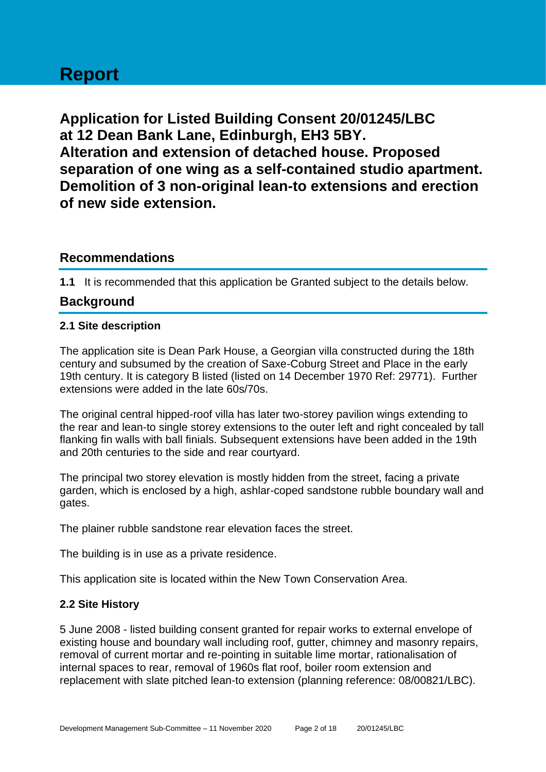# Report

## Application for Listed Building Consent 20/01245/LBC at 12 Dean Bank Lane, Edinburgh, EH3 5BY. Alteration and extension of detached house. Proposed separation of one wing as a self-contained studio apartment. Demolition of 3 non-original lean-to extensions and erection of new side extension.

## Recommendations

**1.1** It is recommended that this application be Granted subject to the details below.

## Background

### 2.1 Site description

The application site is Dean Park House, a Georgian villa constructed during the 18th century and subsumed by the creation of Saxe-Coburg Street and Place in the early 19th century. It is category B listed (listed on 14 December 1970 Ref: 29771). Further extensions were added in the late 60s/70s.

The original central hipped-roof villa has later two-storey pavilion wings extending to the rear and lean-to single storey extensions to the outer left and right concealed by tall flanking fin walls with ball finials. Subsequent extensions have been added in the 19th and 20th centuries to the side and rear courtyard.

The principal two storey elevation is mostly hidden from the street, facing a private garden, which is enclosed by a high, ashlar-coped sandstone rubble boundary wall and gates.

The plainer rubble sandstone rear elevation faces the street.

The building is in use as a private residence.

This application site is located within the New Town Conservation Area.

### 2.2 Site History

5 June 2008 - listed building consent granted for repair works to external envelope of existing house and boundary wall including roof, gutter, chimney and masonry repairs, removal of current mortar and re-pointing in suitable lime mortar, rationalisation of internal spaces to rear, removal of 1960s flat roof, boiler room extension and replacement with slate pitched lean-to extension (planning reference: 08/00821/LBC).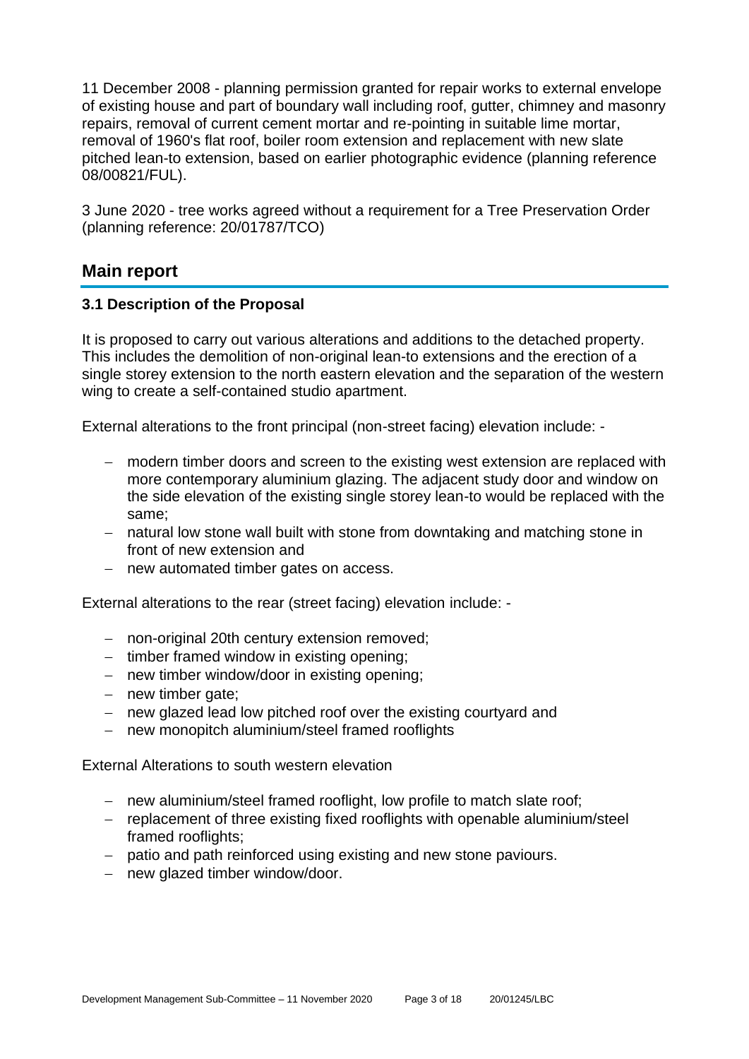11 December 2008 - planning permission granted for repair works to external envelope of existing house and part of boundary wall including roof, gutter, chimney and masonry repairs, removal of current cement mortar and re-pointing in suitable lime mortar, removal of 1960's flat roof, boiler room extension and replacement with new slate pitched lean-to extension, based on earlier photographic evidence (planning reference 08/00821/FUL).

3 June 2020 - tree works agreed without a requirement for a Tree Preservation Order (planning reference: 20/01787/TCO)

## Main report

### 3.1 Description of the Proposal

It is proposed to carry out various alterations and additions to the detached property. This includes the demolition of non-original lean-to extensions and the erection of a single storey extension to the north eastern elevation and the separation of the western wing to create a self-contained studio apartment.

External alterations to the front principal (non-street facing) elevation include: -

- modern timber doors and screen to the existing west extension are replaced with more contemporary aluminium glazing. The adjacent study door and window on the side elevation of the existing single storey lean-to would be replaced with the same;
- natural low stone wall built with stone from downtaking and matching stone in front of new extension and
- new automated timber gates on access.

External alterations to the rear (street facing) elevation include: -

- non-original 20th century extension removed;
- timber framed window in existing opening;
- new timber window/door in existing opening;
- new timber gate;
- new glazed lead low pitched roof over the existing courtyard and
- new monopitch aluminium/steel framed rooflights

External Alterations to south western elevation

- new aluminium/steel framed rooflight, low profile to match slate roof;
- replacement of three existing fixed rooflights with openable aluminium/steel framed rooflights;
- patio and path reinforced using existing and new stone paviours.
- new glazed timber window/door.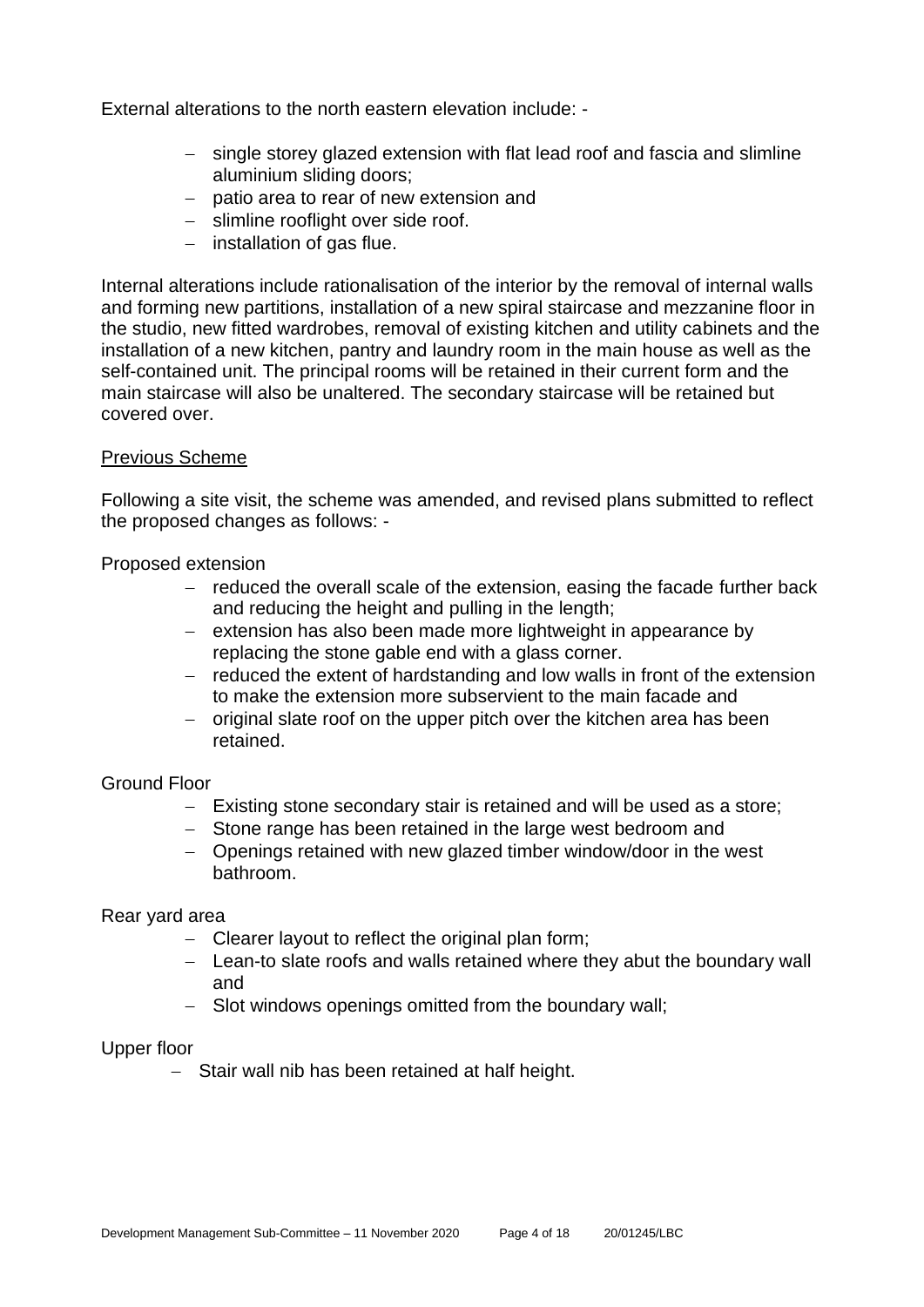External alterations to the north eastern elevation include: -

- single storey glazed extension with flat lead roof and fascia and slimline aluminium sliding doors;
- patio area to rear of new extension and
- slimline rooflight over side roof.
- installation of gas flue.

Internal alterations include rationalisation of the interior by the removal of internal walls and forming new partitions, installation of a new spiral staircase and mezzanine floor in the studio, new fitted wardrobes, removal of existing kitchen and utility cabinets and the installation of a new kitchen, pantry and laundry room in the main house as well as the self-contained unit. The principal rooms will be retained in their current form and the main staircase will also be unaltered. The secondary staircase will be retained but covered over.

## Previous Scheme

Following a site visit, the scheme was amended, and revised plans submitted to reflect the proposed changes as follows: -

Proposed extension

- reduced the overall scale of the extension, easing the facade further back and reducing the height and pulling in the length;
- extension has also been made more lightweight in appearance by replacing the stone gable end with a glass corner.
- reduced the extent of hardstanding and low walls in front of the extension to make the extension more subservient to the main facade and
- original slate roof on the upper pitch over the kitchen area has been retained.

Ground Floor

- Existing stone secondary stair is retained and will be used as a store;
- Stone range has been retained in the large west bedroom and
- Openings retained with new glazed timber window/door in the west bathroom.

Rear yard area

- Clearer layout to reflect the original plan form;
- Lean-to slate roofs and walls retained where they abut the boundary wall and
- Slot windows openings omitted from the boundary wall;

Upper floor

- Stair wall nib has been retained at half height.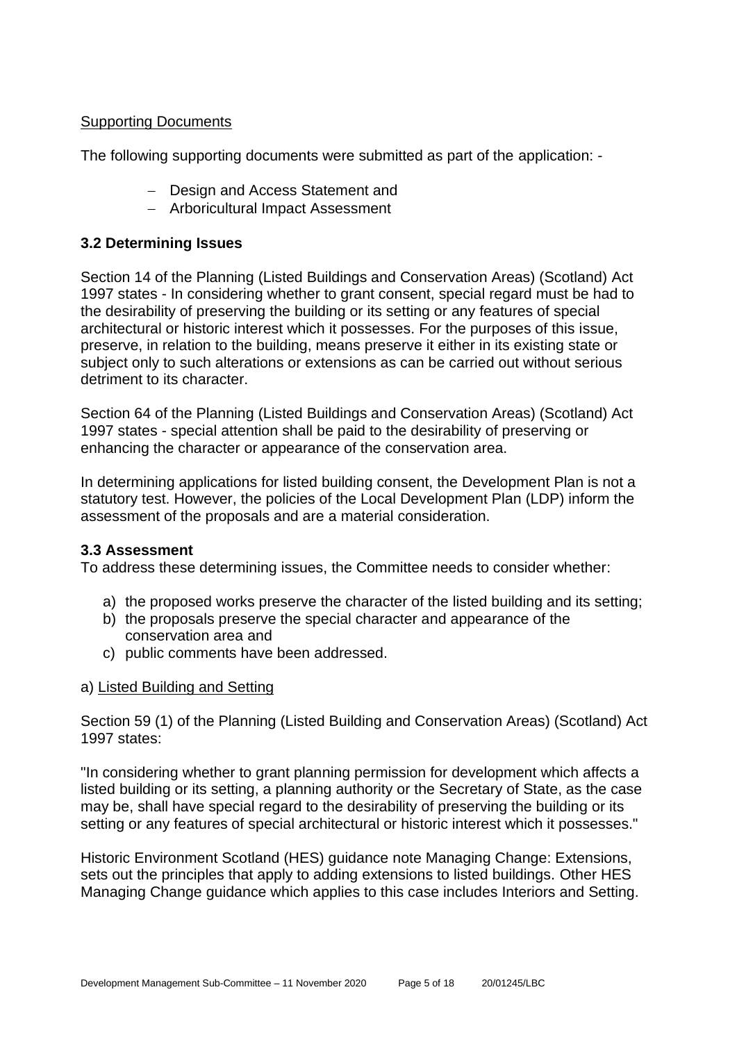Supporting Documents

The following supporting documents were submitted as part of the application: -

- Design and Access Statement and
- Arboricultural Impact Assessment

### 3.2 Determining Issues

Section 14 of the Planning (Listed Buildings and Conservation Areas) (Scotland) Act 1997 states - In considering whether to grant consent, special regard must be had to the desirability of preserving the building or its setting or any features of special architectural or historic interest which it possesses. For the purposes of this issue, preserve, in relation to the building, means preserve it either in its existing state or subject only to such alterations or extensions as can be carried out without serious detriment to its character.

Section 64 of the Planning (Listed Buildings and Conservation Areas) (Scotland) Act 1997 states - special attention shall be paid to the desirability of preserving or enhancing the character or appearance of the conservation area.

In determining applications for listed building consent, the Development Plan is not a statutory test. However, the policies of the Local Development Plan (LDP) inform the assessment of the proposals and are a material consideration.

### 3.3 Assessment

To address these determining issues, the Committee needs to consider whether:

a) the proposed works preserve the character of the listed building and its setting;
b) the proposals preserve the special character and appearance of the conservation area and
c) public comments have been addressed.

a) Listed Building and Setting

Section 59 (1) of the Planning (Listed Building and Conservation Areas) (Scotland) Act 1997 states:

"In considering whether to grant planning permission for development which affects a listed building or its setting, a planning authority or the Secretary of State, as the case may be, shall have special regard to the desirability of preserving the building or its setting or any features of special architectural or historic interest which it possesses."

Historic Environment Scotland (HES) guidance note Managing Change: Extensions, sets out the principles that apply to adding extensions to listed buildings. Other HES Managing Change guidance which applies to this case includes Interiors and Setting.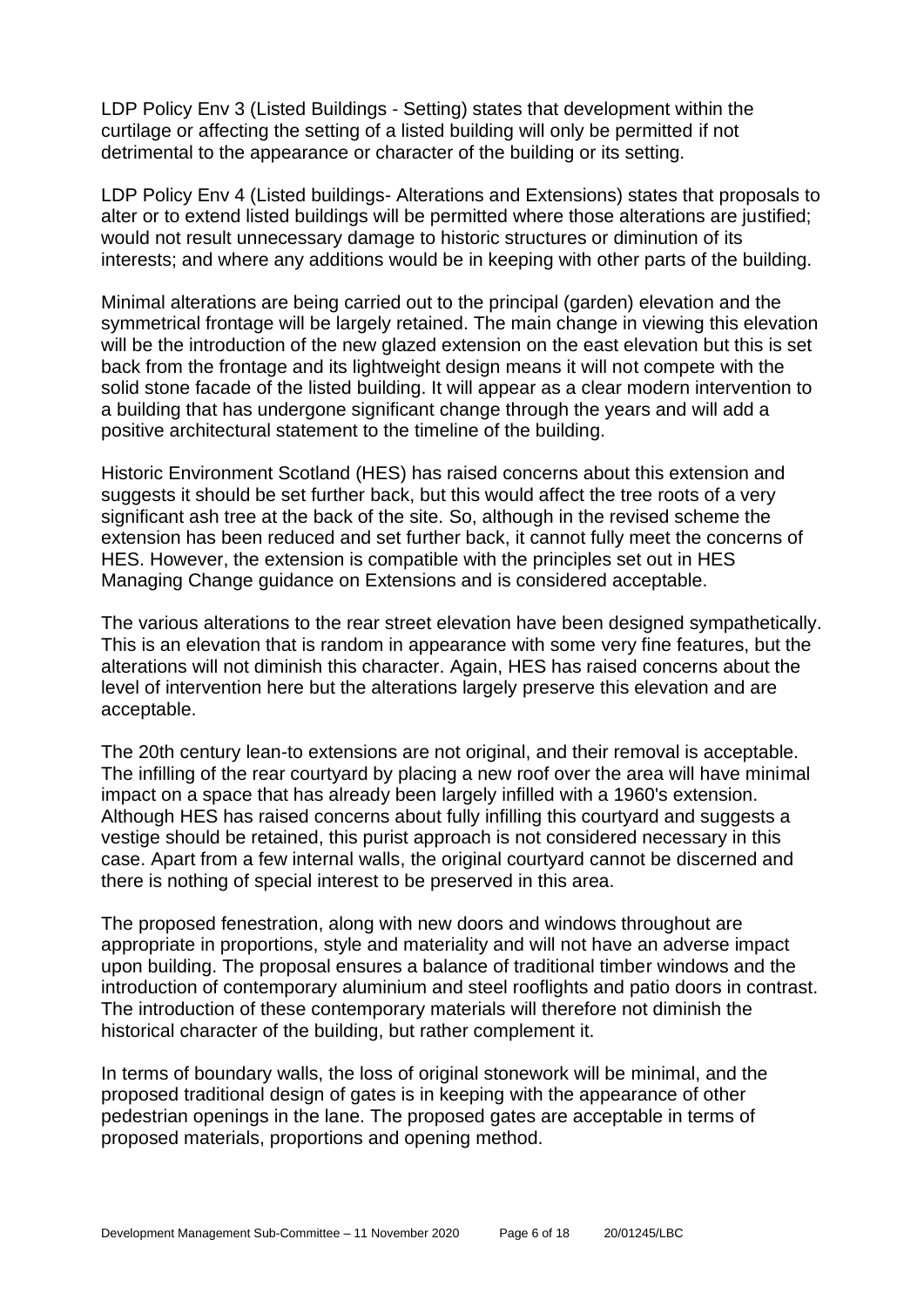LDP Policy Env 3 (Listed Buildings - Setting) states that development within the curtilage or affecting the setting of a listed building will only be permitted if not detrimental to the appearance or character of the building or its setting.

LDP Policy Env 4 (Listed buildings- Alterations and Extensions) states that proposals to alter or to extend listed buildings will be permitted where those alterations are justified; would not result unnecessary damage to historic structures or diminution of its interests; and where any additions would be in keeping with other parts of the building.

Minimal alterations are being carried out to the principal (garden) elevation and the symmetrical frontage will be largely retained. The main change in viewing this elevation will be the introduction of the new glazed extension on the east elevation but this is set back from the frontage and its lightweight design means it will not compete with the solid stone facade of the listed building. It will appear as a clear modern intervention to a building that has undergone significant change through the years and will add a positive architectural statement to the timeline of the building.

Historic Environment Scotland (HES) has raised concerns about this extension and suggests it should be set further back, but this would affect the tree roots of a very significant ash tree at the back of the site. So, although in the revised scheme the extension has been reduced and set further back, it cannot fully meet the concerns of HES. However, the extension is compatible with the principles set out in HES Managing Change guidance on Extensions and is considered acceptable.

The various alterations to the rear street elevation have been designed sympathetically. This is an elevation that is random in appearance with some very fine features, but the alterations will not diminish this character. Again, HES has raised concerns about the level of intervention here but the alterations largely preserve this elevation and are acceptable.

The 20th century lean-to extensions are not original, and their removal is acceptable. The infilling of the rear courtyard by placing a new roof over the area will have minimal impact on a space that has already been largely infilled with a 1960's extension. Although HES has raised concerns about fully infilling this courtyard and suggests a vestige should be retained, this purist approach is not considered necessary in this case. Apart from a few internal walls, the original courtyard cannot be discerned and there is nothing of special interest to be preserved in this area.

The proposed fenestration, along with new doors and windows throughout are appropriate in proportions, style and materiality and will not have an adverse impact upon building. The proposal ensures a balance of traditional timber windows and the introduction of contemporary aluminium and steel rooflights and patio doors in contrast. The introduction of these contemporary materials will therefore not diminish the historical character of the building, but rather complement it.

In terms of boundary walls, the loss of original stonework will be minimal, and the proposed traditional design of gates is in keeping with the appearance of other pedestrian openings in the lane. The proposed gates are acceptable in terms of proposed materials, proportions and opening method.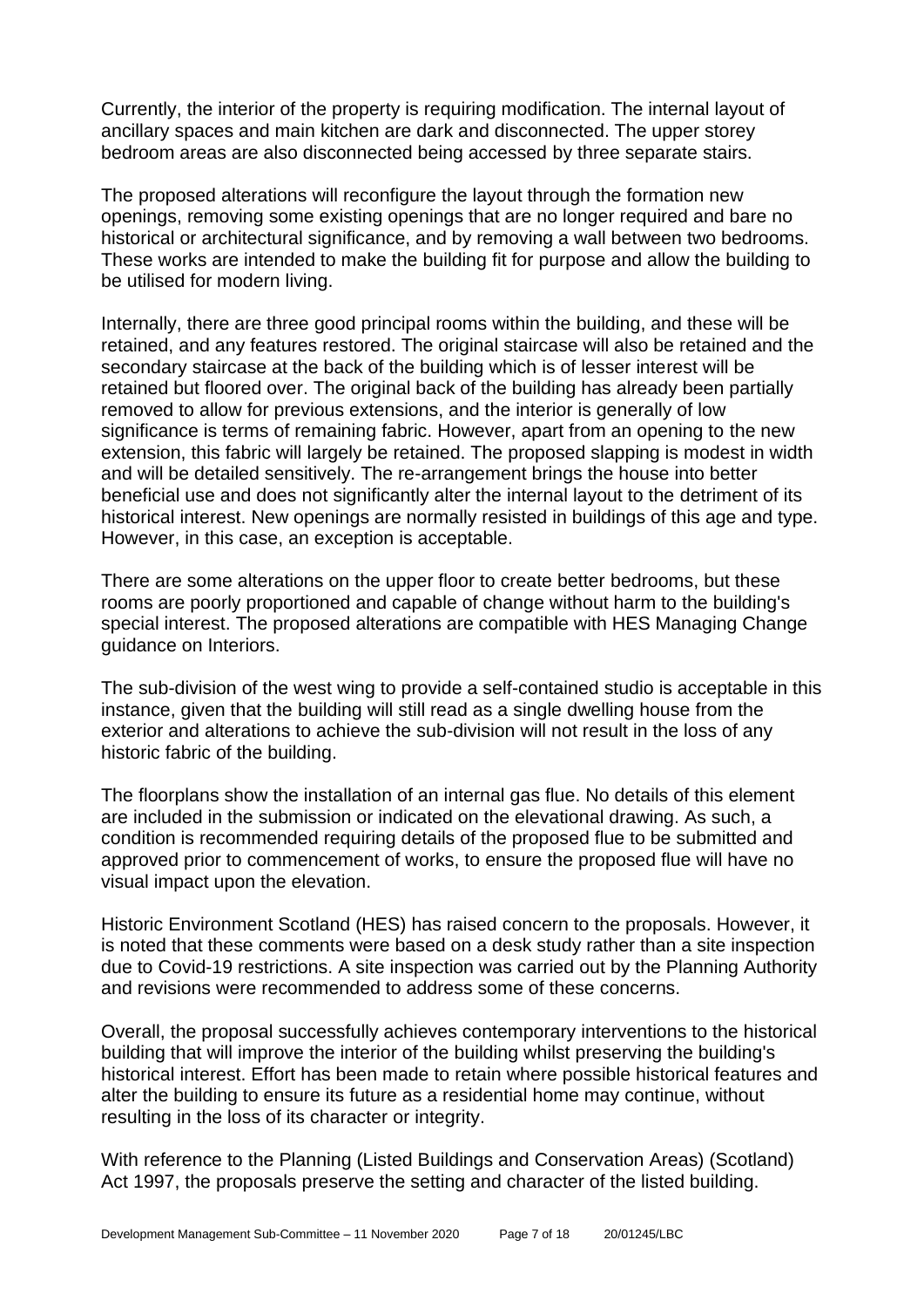Currently, the interior of the property is requiring modification. The internal layout of ancillary spaces and main kitchen are dark and disconnected. The upper storey bedroom areas are also disconnected being accessed by three separate stairs.

The proposed alterations will reconfigure the layout through the formation new openings, removing some existing openings that are no longer required and bare no historical or architectural significance, and by removing a wall between two bedrooms. These works are intended to make the building fit for purpose and allow the building to be utilised for modern living.

Internally, there are three good principal rooms within the building, and these will be retained, and any features restored. The original staircase will also be retained and the secondary staircase at the back of the building which is of lesser interest will be retained but floored over. The original back of the building has already been partially removed to allow for previous extensions, and the interior is generally of low significance is terms of remaining fabric. However, apart from an opening to the new extension, this fabric will largely be retained. The proposed slapping is modest in width and will be detailed sensitively. The re-arrangement brings the house into better beneficial use and does not significantly alter the internal layout to the detriment of its historical interest. New openings are normally resisted in buildings of this age and type. However, in this case, an exception is acceptable.

There are some alterations on the upper floor to create better bedrooms, but these rooms are poorly proportioned and capable of change without harm to the building's special interest. The proposed alterations are compatible with HES Managing Change guidance on Interiors.

The sub-division of the west wing to provide a self-contained studio is acceptable in this instance, given that the building will still read as a single dwelling house from the exterior and alterations to achieve the sub-division will not result in the loss of any historic fabric of the building.

The floorplans show the installation of an internal gas flue. No details of this element are included in the submission or indicated on the elevational drawing. As such, a condition is recommended requiring details of the proposed flue to be submitted and approved prior to commencement of works, to ensure the proposed flue will have no visual impact upon the elevation.

Historic Environment Scotland (HES) has raised concern to the proposals. However, it is noted that these comments were based on a desk study rather than a site inspection due to Covid-19 restrictions. A site inspection was carried out by the Planning Authority and revisions were recommended to address some of these concerns.

Overall, the proposal successfully achieves contemporary interventions to the historical building that will improve the interior of the building whilst preserving the building's historical interest. Effort has been made to retain where possible historical features and alter the building to ensure its future as a residential home may continue, without resulting in the loss of its character or integrity.

With reference to the Planning (Listed Buildings and Conservation Areas) (Scotland) Act 1997, the proposals preserve the setting and character of the listed building.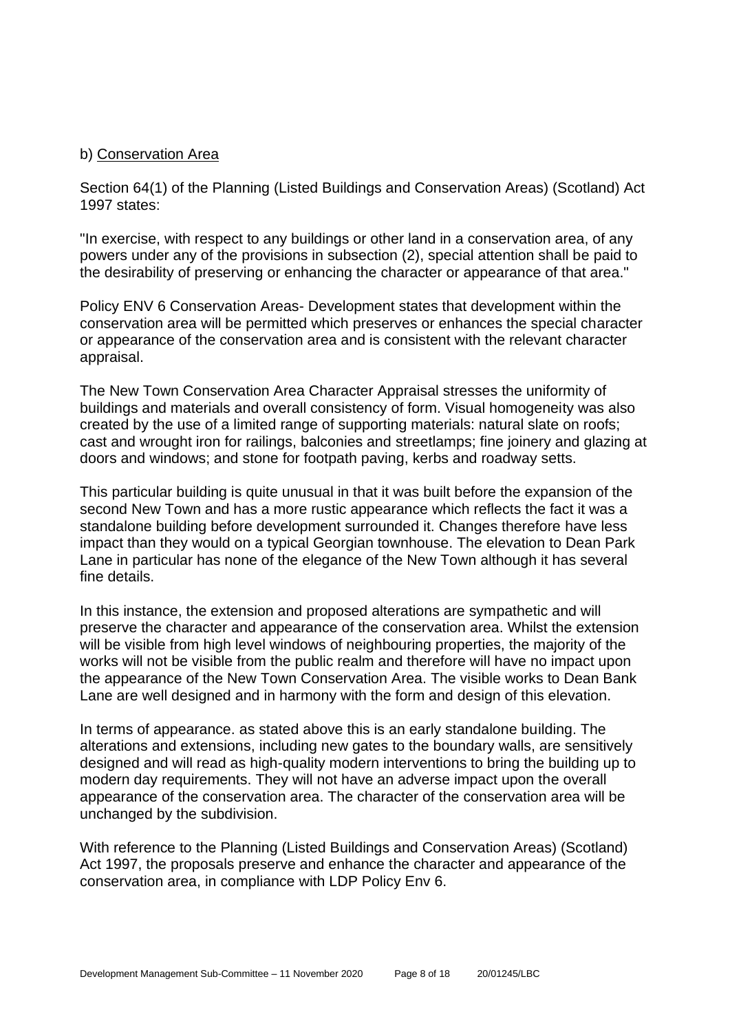b) Conservation Area

Section 64(1) of the Planning (Listed Buildings and Conservation Areas) (Scotland) Act 1997 states:

"In exercise, with respect to any buildings or other land in a conservation area, of any powers under any of the provisions in subsection (2), special attention shall be paid to the desirability of preserving or enhancing the character or appearance of that area."

Policy ENV 6 Conservation Areas- Development states that development within the conservation area will be permitted which preserves or enhances the special character or appearance of the conservation area and is consistent with the relevant character appraisal.

The New Town Conservation Area Character Appraisal stresses the uniformity of buildings and materials and overall consistency of form. Visual homogeneity was also created by the use of a limited range of supporting materials: natural slate on roofs; cast and wrought iron for railings, balconies and streetlamps; fine joinery and glazing at doors and windows; and stone for footpath paving, kerbs and roadway setts.

This particular building is quite unusual in that it was built before the expansion of the second New Town and has a more rustic appearance which reflects the fact it was a standalone building before development surrounded it. Changes therefore have less impact than they would on a typical Georgian townhouse. The elevation to Dean Park Lane in particular has none of the elegance of the New Town although it has several fine details.

In this instance, the extension and proposed alterations are sympathetic and will preserve the character and appearance of the conservation area. Whilst the extension will be visible from high level windows of neighbouring properties, the majority of the works will not be visible from the public realm and therefore will have no impact upon the appearance of the New Town Conservation Area. The visible works to Dean Bank Lane are well designed and in harmony with the form and design of this elevation.

In terms of appearance. as stated above this is an early standalone building. The alterations and extensions, including new gates to the boundary walls, are sensitively designed and will read as high-quality modern interventions to bring the building up to modern day requirements. They will not have an adverse impact upon the overall appearance of the conservation area. The character of the conservation area will be unchanged by the subdivision.

With reference to the Planning (Listed Buildings and Conservation Areas) (Scotland) Act 1997, the proposals preserve and enhance the character and appearance of the conservation area, in compliance with LDP Policy Env 6.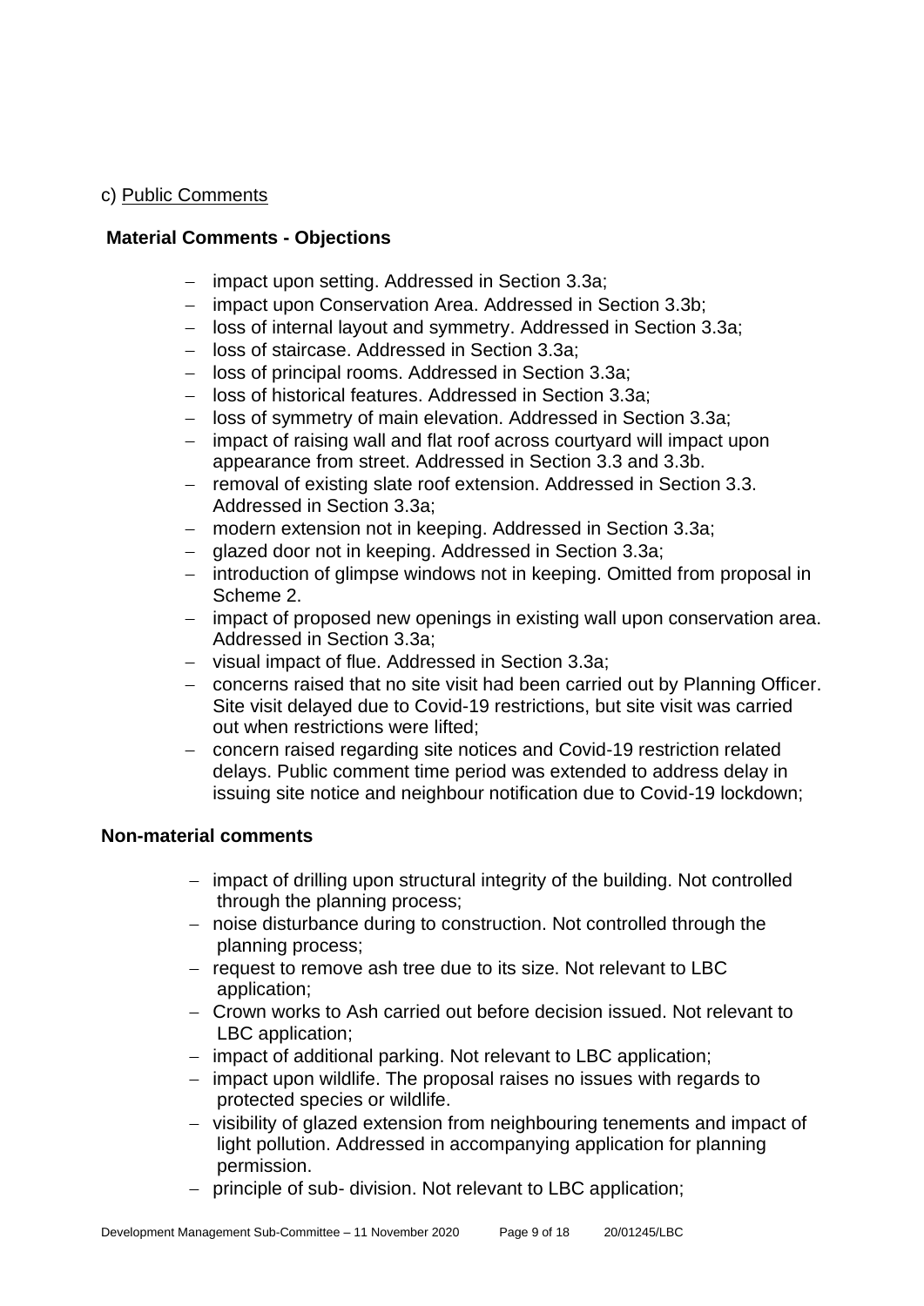c) Public Comments

**Material Comments - Objections**

- impact upon setting. Addressed in Section 3.3a;
- impact upon Conservation Area. Addressed in Section 3.3b;
- loss of internal layout and symmetry. Addressed in Section 3.3a;
- loss of staircase. Addressed in Section 3.3a;
- loss of principal rooms. Addressed in Section 3.3a;
- loss of historical features. Addressed in Section 3.3a;
- loss of symmetry of main elevation. Addressed in Section 3.3a;
- impact of raising wall and flat roof across courtyard will impact upon appearance from street. Addressed in Section 3.3 and 3.3b.
- removal of existing slate roof extension. Addressed in Section 3.3. Addressed in Section 3.3a;
- modern extension not in keeping. Addressed in Section 3.3a;
- glazed door not in keeping. Addressed in Section 3.3a;
- introduction of glimpse windows not in keeping. Omitted from proposal in Scheme 2.
- impact of proposed new openings in existing wall upon conservation area. Addressed in Section 3.3a;
- visual impact of flue. Addressed in Section 3.3a;
- concerns raised that no site visit had been carried out by Planning Officer. Site visit delayed due to Covid-19 restrictions, but site visit was carried out when restrictions were lifted;
- concern raised regarding site notices and Covid-19 restriction related delays. Public comment time period was extended to address delay in issuing site notice and neighbour notification due to Covid-19 lockdown;

**Non-material comments**

- impact of drilling upon structural integrity of the building. Not controlled through the planning process;
- noise disturbance during to construction. Not controlled through the planning process;
- request to remove ash tree due to its size. Not relevant to LBC application;
- Crown works to Ash carried out before decision issued. Not relevant to LBC application;
- impact of additional parking. Not relevant to LBC application;
- impact upon wildlife. The proposal raises no issues with regards to protected species or wildlife.
- visibility of glazed extension from neighbouring tenements and impact of light pollution. Addressed in accompanying application for planning permission.
- principle of sub- division. Not relevant to LBC application;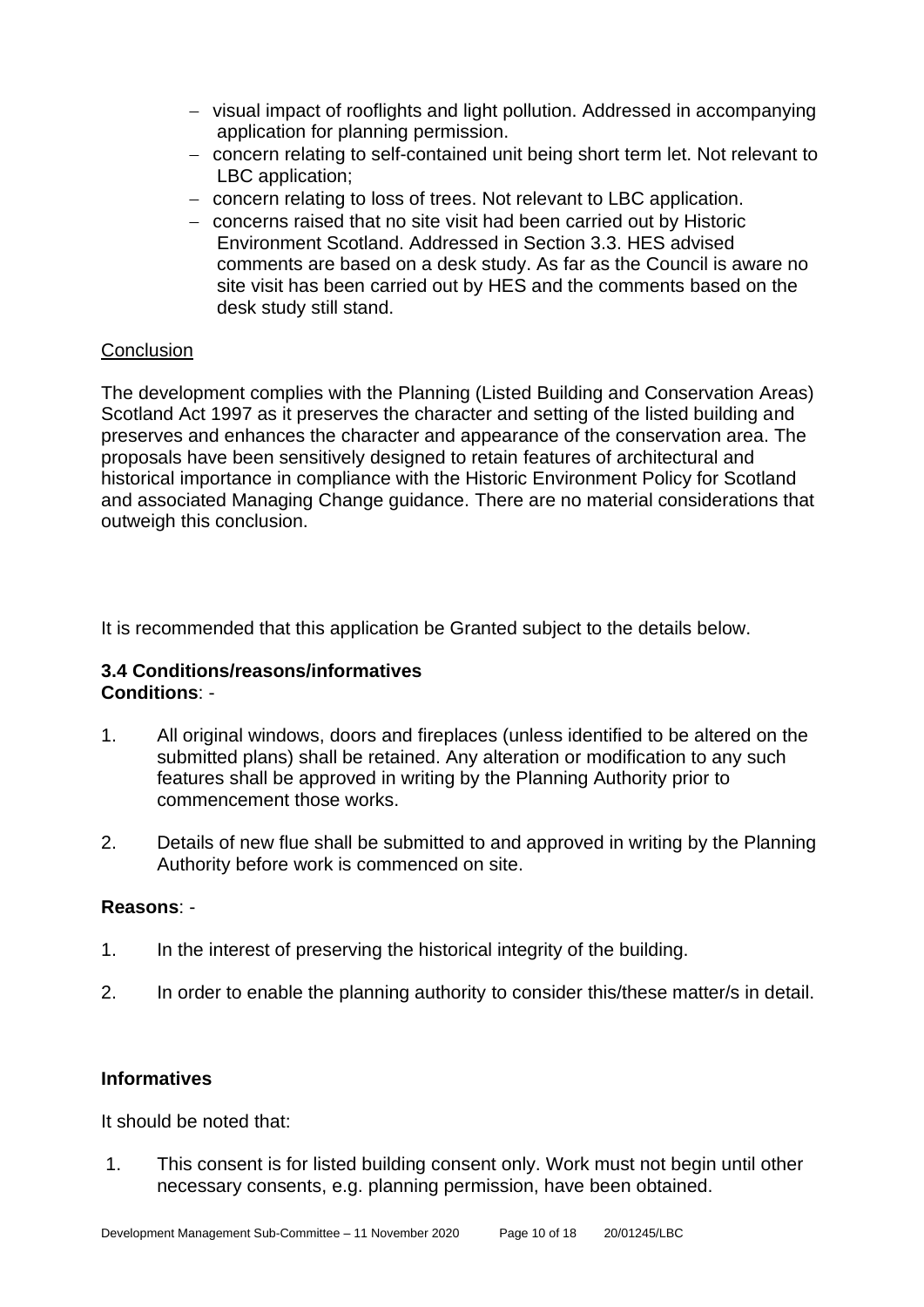- visual impact of rooflights and light pollution. Addressed in accompanying application for planning permission.
- concern relating to self-contained unit being short term let. Not relevant to LBC application;
- concern relating to loss of trees. Not relevant to LBC application.
- concerns raised that no site visit had been carried out by Historic Environment Scotland. Addressed in Section 3.3. HES advised comments are based on a desk study. As far as the Council is aware no site visit has been carried out by HES and the comments based on the desk study still stand.

Conclusion

The development complies with the Planning (Listed Building and Conservation Areas) Scotland Act 1997 as it preserves the character and setting of the listed building and preserves and enhances the character and appearance of the conservation area. The proposals have been sensitively designed to retain features of architectural and historical importance in compliance with the Historic Environment Policy for Scotland and associated Managing Change guidance. There are no material considerations that outweigh this conclusion.

It is recommended that this application be Granted subject to the details below.

### 3.4 Conditions/reasons/informatives

**Conditions**: -

1. All original windows, doors and fireplaces (unless identified to be altered on the submitted plans) shall be retained. Any alteration or modification to any such features shall be approved in writing by the Planning Authority prior to commencement those works.

2. Details of new flue shall be submitted to and approved in writing by the Planning Authority before work is commenced on site.

**Reasons**: -

1. In the interest of preserving the historical integrity of the building.

2. In order to enable the planning authority to consider this/these matter/s in detail.

**Informatives**

It should be noted that:

1. This consent is for listed building consent only. Work must not begin until other necessary consents, e.g. planning permission, have been obtained.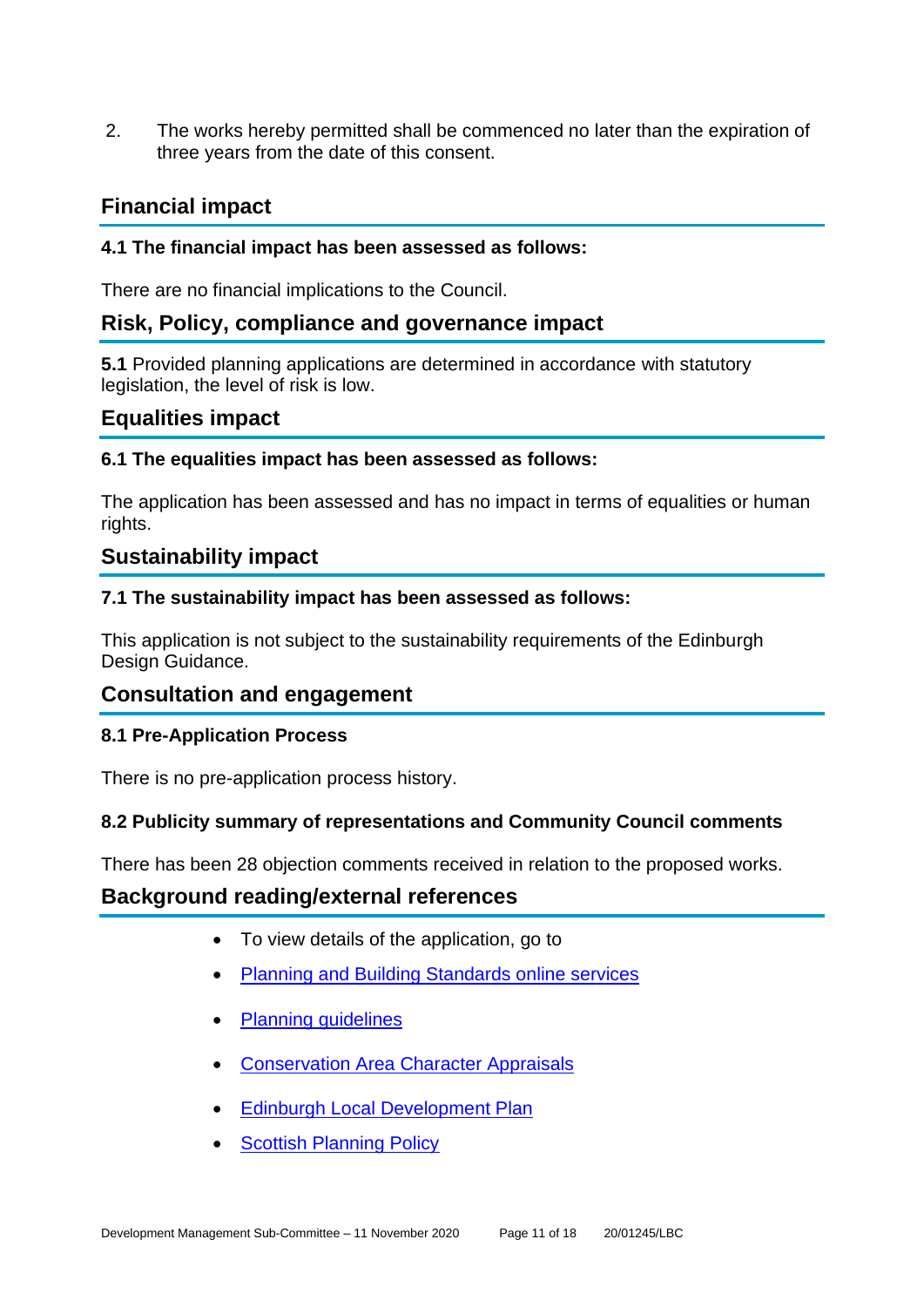2. The works hereby permitted shall be commenced no later than the expiration of three years from the date of this consent.

## Financial impact

**4.1 The financial impact has been assessed as follows:**

There are no financial implications to the Council.

## Risk, Policy, compliance and governance impact

**5.1** Provided planning applications are determined in accordance with statutory legislation, the level of risk is low.

## Equalities impact

**6.1 The equalities impact has been assessed as follows:**

The application has been assessed and has no impact in terms of equalities or human rights.

## Sustainability impact

**7.1 The sustainability impact has been assessed as follows:**

This application is not subject to the sustainability requirements of the Edinburgh Design Guidance.

## Consultation and engagement

**8.1 Pre-Application Process**

There is no pre-application process history.

**8.2 Publicity summary of representations and Community Council comments**

There has been 28 objection comments received in relation to the proposed works.

## Background reading/external references

- To view details of the application, go to
- Planning and Building Standards online services
- Planning guidelines
- Conservation Area Character Appraisals
- Edinburgh Local Development Plan
- Scottish Planning Policy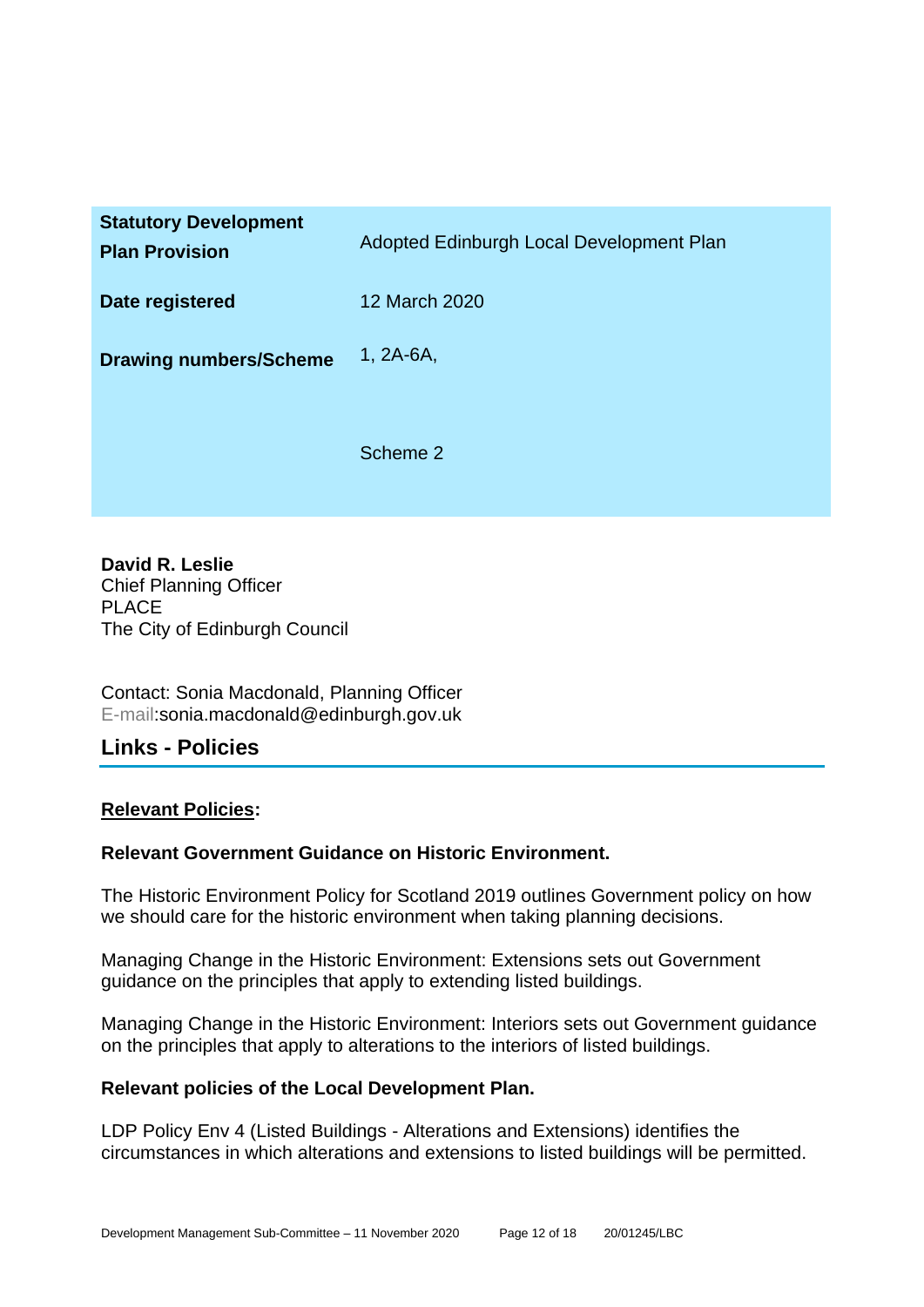| | |
|---|---|
| **Statutory Development Plan Provision** | Adopted Edinburgh Local Development Plan |
| **Date registered** | 12 March 2020 |
| **Drawing numbers/Scheme** | 1, 2A-6A,<br><br>Scheme 2 |

**David R. Leslie**
Chief Planning Officer
PLACE
The City of Edinburgh Council

Contact: Sonia Macdonald, Planning Officer
E-mail:sonia.macdonald@edinburgh.gov.uk

## Links - Policies

**Relevant Policies:**

**Relevant Government Guidance on Historic Environment.**

The Historic Environment Policy for Scotland 2019 outlines Government policy on how we should care for the historic environment when taking planning decisions.

Managing Change in the Historic Environment: Extensions sets out Government guidance on the principles that apply to extending listed buildings.

Managing Change in the Historic Environment: Interiors sets out Government guidance on the principles that apply to alterations to the interiors of listed buildings.

**Relevant policies of the Local Development Plan.**

LDP Policy Env 4 (Listed Buildings - Alterations and Extensions) identifies the circumstances in which alterations and extensions to listed buildings will be permitted.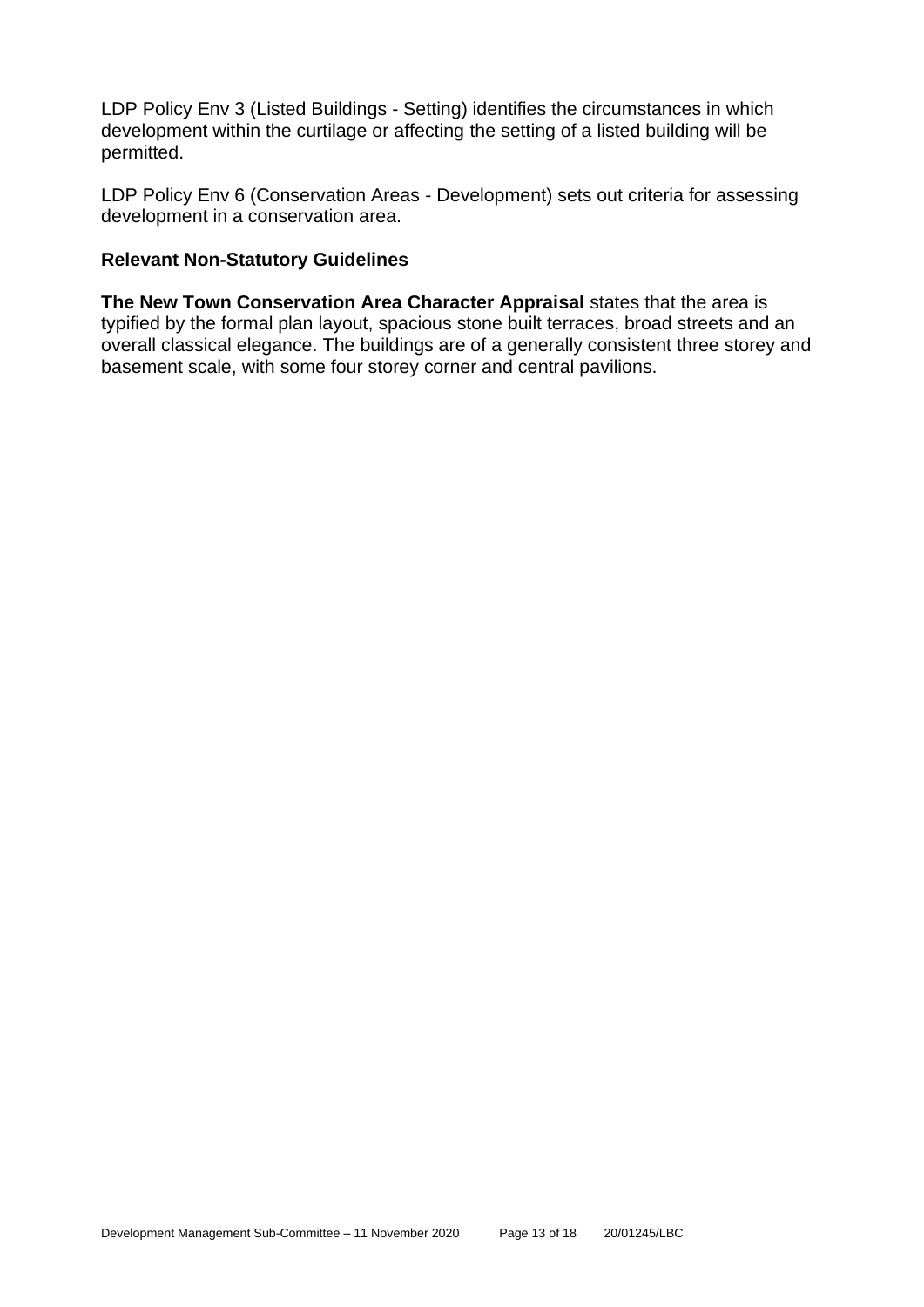LDP Policy Env 3 (Listed Buildings - Setting) identifies the circumstances in which development within the curtilage or affecting the setting of a listed building will be permitted.

LDP Policy Env 6 (Conservation Areas - Development) sets out criteria for assessing development in a conservation area.

### Relevant Non-Statutory Guidelines

**The New Town Conservation Area Character Appraisal** states that the area is typified by the formal plan layout, spacious stone built terraces, broad streets and an overall classical elegance. The buildings are of a generally consistent three storey and basement scale, with some four storey corner and central pavilions.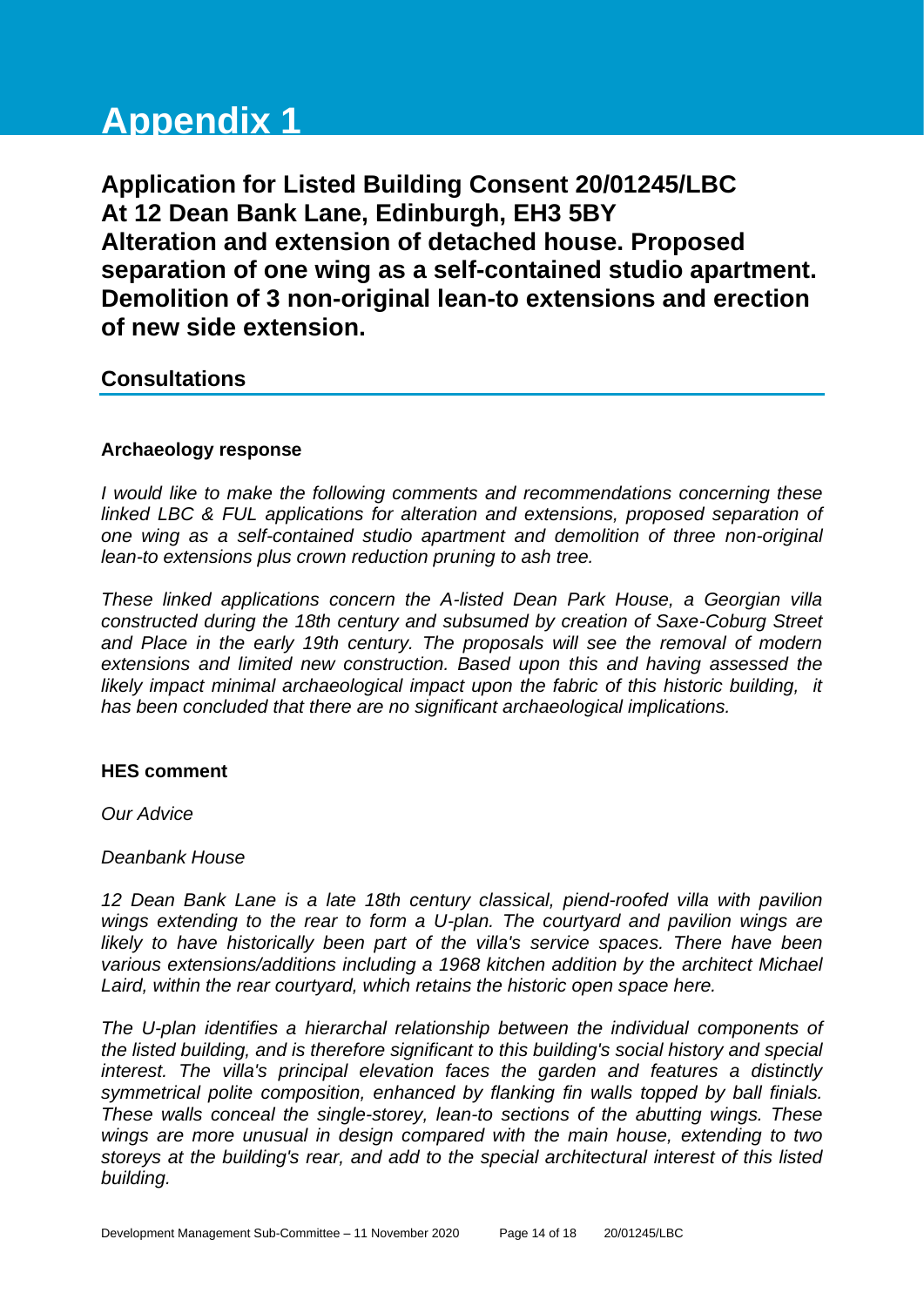# Appendix 1

**Application for Listed Building Consent 20/01245/LBC**
**At 12 Dean Bank Lane, Edinburgh, EH3 5BY**
**Alteration and extension of detached house. Proposed separation of one wing as a self-contained studio apartment. Demolition of 3 non-original lean-to extensions and erection of new side extension.**

## Consultations

**Archaeology response**

*I would like to make the following comments and recommendations concerning these linked LBC & FUL applications for alteration and extensions, proposed separation of one wing as a self-contained studio apartment and demolition of three non-original lean-to extensions plus crown reduction pruning to ash tree.*

*These linked applications concern the A-listed Dean Park House, a Georgian villa constructed during the 18th century and subsumed by creation of Saxe-Coburg Street and Place in the early 19th century. The proposals will see the removal of modern extensions and limited new construction. Based upon this and having assessed the likely impact minimal archaeological impact upon the fabric of this historic building, it has been concluded that there are no significant archaeological implications.*

**HES comment**

*Our Advice*

*Deanbank House*

*12 Dean Bank Lane is a late 18th century classical, piend-roofed villa with pavilion wings extending to the rear to form a U-plan. The courtyard and pavilion wings are likely to have historically been part of the villa's service spaces. There have been various extensions/additions including a 1968 kitchen addition by the architect Michael Laird, within the rear courtyard, which retains the historic open space here.*

*The U-plan identifies a hierarchal relationship between the individual components of the listed building, and is therefore significant to this building's social history and special interest. The villa's principal elevation faces the garden and features a distinctly symmetrical polite composition, enhanced by flanking fin walls topped by ball finials. These walls conceal the single-storey, lean-to sections of the abutting wings. These wings are more unusual in design compared with the main house, extending to two storeys at the building's rear, and add to the special architectural interest of this listed building.*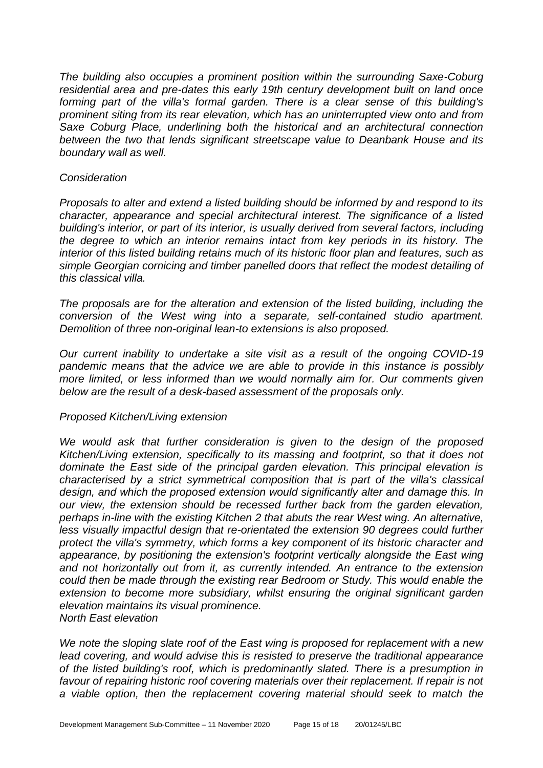*The building also occupies a prominent position within the surrounding Saxe-Coburg residential area and pre-dates this early 19th century development built on land once forming part of the villa's formal garden. There is a clear sense of this building's prominent siting from its rear elevation, which has an uninterrupted view onto and from Saxe Coburg Place, underlining both the historical and an architectural connection between the two that lends significant streetscape value to Deanbank House and its boundary wall as well.*

*Consideration*

*Proposals to alter and extend a listed building should be informed by and respond to its character, appearance and special architectural interest. The significance of a listed building's interior, or part of its interior, is usually derived from several factors, including the degree to which an interior remains intact from key periods in its history. The interior of this listed building retains much of its historic floor plan and features, such as simple Georgian cornicing and timber panelled doors that reflect the modest detailing of this classical villa.*

*The proposals are for the alteration and extension of the listed building, including the conversion of the West wing into a separate, self-contained studio apartment. Demolition of three non-original lean-to extensions is also proposed.*

*Our current inability to undertake a site visit as a result of the ongoing COVID-19 pandemic means that the advice we are able to provide in this instance is possibly more limited, or less informed than we would normally aim for. Our comments given below are the result of a desk-based assessment of the proposals only.*

*Proposed Kitchen/Living extension*

*We would ask that further consideration is given to the design of the proposed Kitchen/Living extension, specifically to its massing and footprint, so that it does not dominate the East side of the principal garden elevation. This principal elevation is characterised by a strict symmetrical composition that is part of the villa's classical design, and which the proposed extension would significantly alter and damage this. In our view, the extension should be recessed further back from the garden elevation, perhaps in-line with the existing Kitchen 2 that abuts the rear West wing. An alternative, less visually impactful design that re-orientated the extension 90 degrees could further protect the villa's symmetry, which forms a key component of its historic character and appearance, by positioning the extension's footprint vertically alongside the East wing and not horizontally out from it, as currently intended. An entrance to the extension could then be made through the existing rear Bedroom or Study. This would enable the extension to become more subsidiary, whilst ensuring the original significant garden elevation maintains its visual prominence.*

*North East elevation*

*We note the sloping slate roof of the East wing is proposed for replacement with a new lead covering, and would advise this is resisted to preserve the traditional appearance of the listed building's roof, which is predominantly slated. There is a presumption in favour of repairing historic roof covering materials over their replacement. If repair is not a viable option, then the replacement covering material should seek to match the*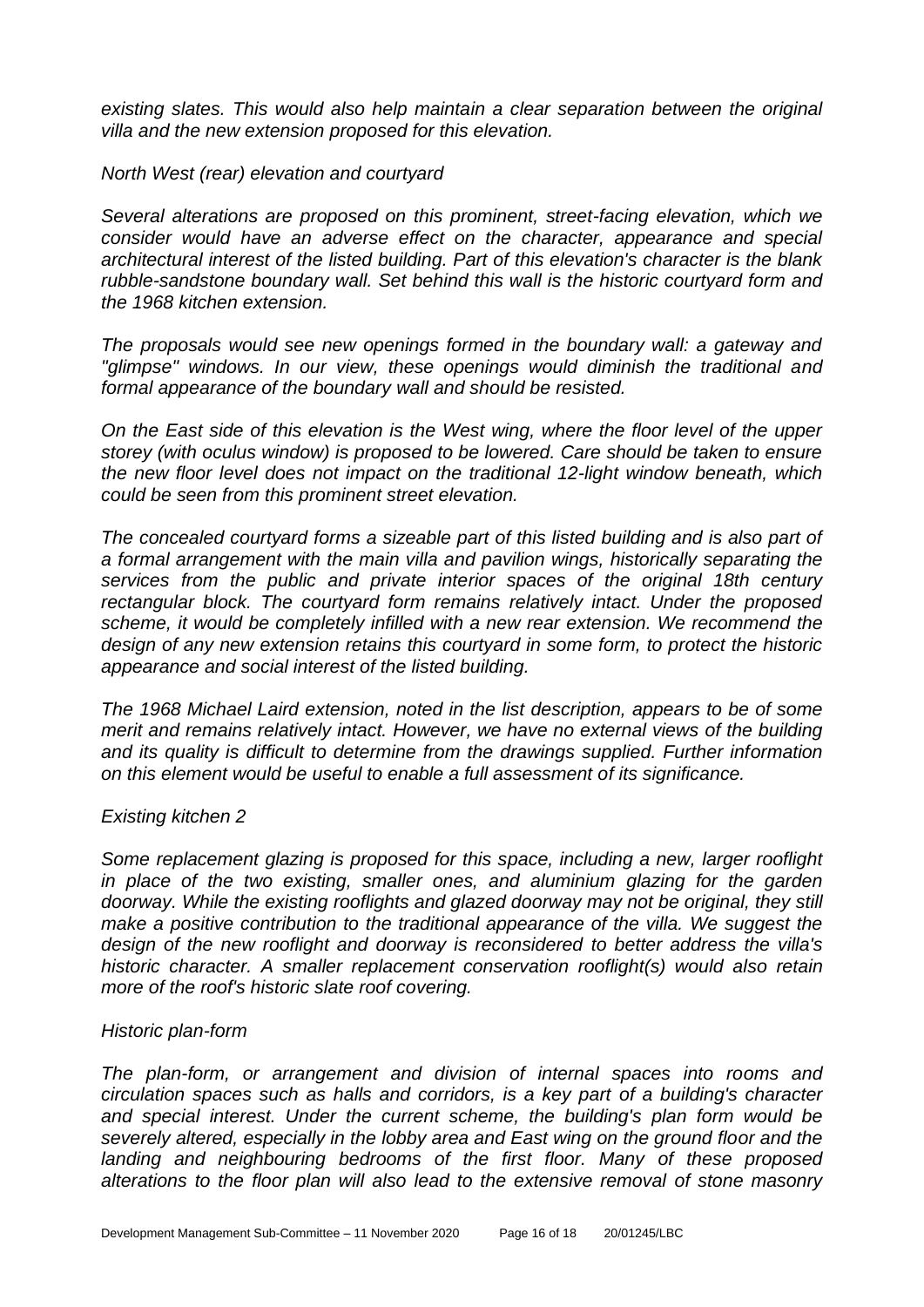*existing slates. This would also help maintain a clear separation between the original villa and the new extension proposed for this elevation.*

*North West (rear) elevation and courtyard*

*Several alterations are proposed on this prominent, street-facing elevation, which we consider would have an adverse effect on the character, appearance and special architectural interest of the listed building. Part of this elevation's character is the blank rubble-sandstone boundary wall. Set behind this wall is the historic courtyard form and the 1968 kitchen extension.*

*The proposals would see new openings formed in the boundary wall: a gateway and "glimpse" windows. In our view, these openings would diminish the traditional and formal appearance of the boundary wall and should be resisted.*

*On the East side of this elevation is the West wing, where the floor level of the upper storey (with oculus window) is proposed to be lowered. Care should be taken to ensure the new floor level does not impact on the traditional 12-light window beneath, which could be seen from this prominent street elevation.*

*The concealed courtyard forms a sizeable part of this listed building and is also part of a formal arrangement with the main villa and pavilion wings, historically separating the services from the public and private interior spaces of the original 18th century rectangular block. The courtyard form remains relatively intact. Under the proposed scheme, it would be completely infilled with a new rear extension. We recommend the design of any new extension retains this courtyard in some form, to protect the historic appearance and social interest of the listed building.*

*The 1968 Michael Laird extension, noted in the list description, appears to be of some merit and remains relatively intact. However, we have no external views of the building and its quality is difficult to determine from the drawings supplied. Further information on this element would be useful to enable a full assessment of its significance.*

*Existing kitchen 2*

*Some replacement glazing is proposed for this space, including a new, larger rooflight in place of the two existing, smaller ones, and aluminium glazing for the garden doorway. While the existing rooflights and glazed doorway may not be original, they still make a positive contribution to the traditional appearance of the villa. We suggest the design of the new rooflight and doorway is reconsidered to better address the villa's historic character. A smaller replacement conservation rooflight(s) would also retain more of the roof's historic slate roof covering.*

*Historic plan-form*

*The plan-form, or arrangement and division of internal spaces into rooms and circulation spaces such as halls and corridors, is a key part of a building's character and special interest. Under the current scheme, the building's plan form would be severely altered, especially in the lobby area and East wing on the ground floor and the landing and neighbouring bedrooms of the first floor. Many of these proposed alterations to the floor plan will also lead to the extensive removal of stone masonry*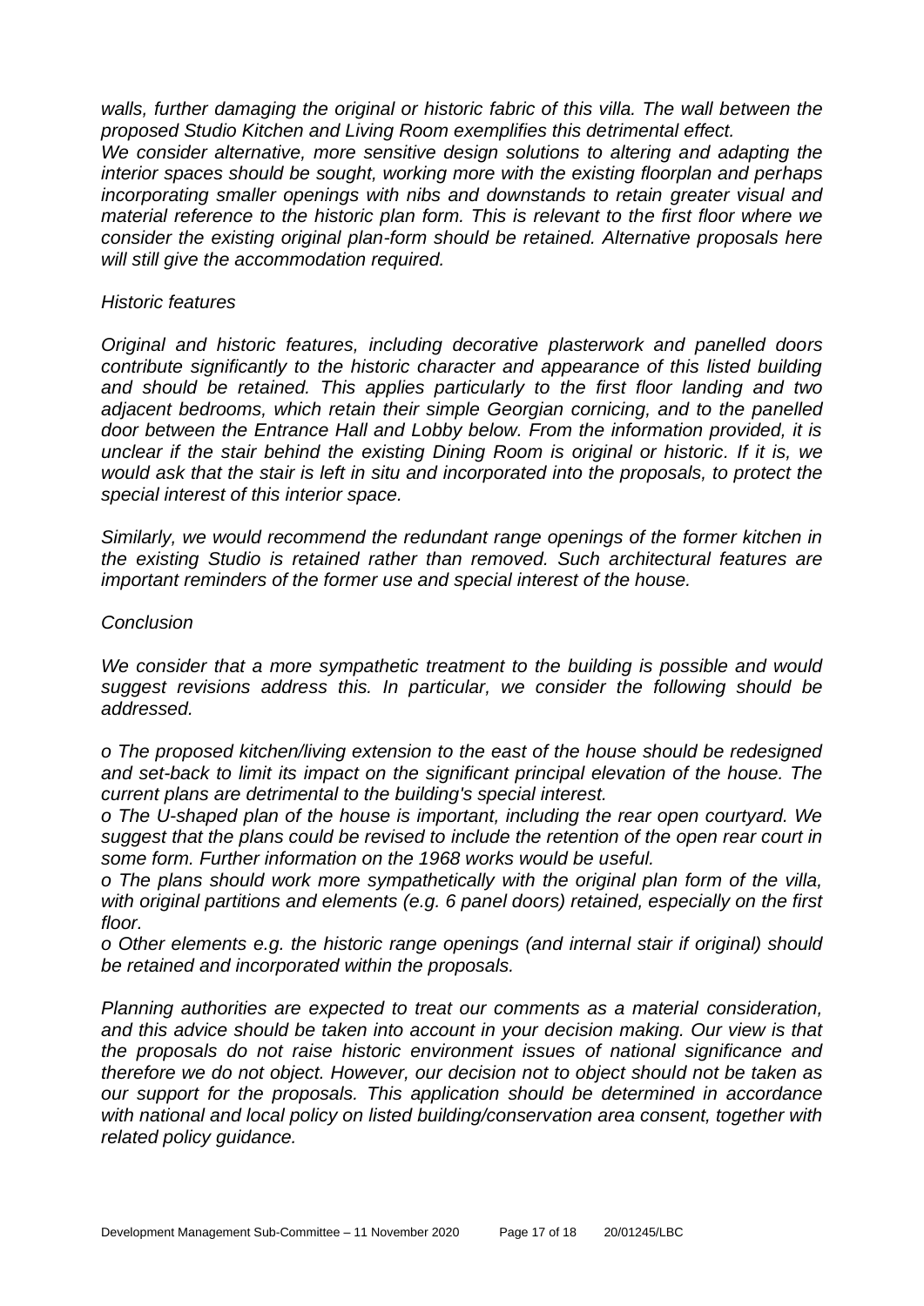*walls, further damaging the original or historic fabric of this villa. The wall between the proposed Studio Kitchen and Living Room exemplifies this detrimental effect.*

*We consider alternative, more sensitive design solutions to altering and adapting the interior spaces should be sought, working more with the existing floorplan and perhaps incorporating smaller openings with nibs and downstands to retain greater visual and material reference to the historic plan form. This is relevant to the first floor where we consider the existing original plan-form should be retained. Alternative proposals here will still give the accommodation required.*

*Historic features*

*Original and historic features, including decorative plasterwork and panelled doors contribute significantly to the historic character and appearance of this listed building and should be retained. This applies particularly to the first floor landing and two adjacent bedrooms, which retain their simple Georgian cornicing, and to the panelled door between the Entrance Hall and Lobby below. From the information provided, it is unclear if the stair behind the existing Dining Room is original or historic. If it is, we would ask that the stair is left in situ and incorporated into the proposals, to protect the special interest of this interior space.*

*Similarly, we would recommend the redundant range openings of the former kitchen in the existing Studio is retained rather than removed. Such architectural features are important reminders of the former use and special interest of the house.*

*Conclusion*

*We consider that a more sympathetic treatment to the building is possible and would suggest revisions address this. In particular, we consider the following should be addressed.*

- *The proposed kitchen/living extension to the east of the house should be redesigned and set-back to limit its impact on the significant principal elevation of the house. The current plans are detrimental to the building's special interest.*
- *The U-shaped plan of the house is important, including the rear open courtyard. We suggest that the plans could be revised to include the retention of the open rear court in some form. Further information on the 1968 works would be useful.*
- *The plans should work more sympathetically with the original plan form of the villa, with original partitions and elements (e.g. 6 panel doors) retained, especially on the first floor.*
- *Other elements e.g. the historic range openings (and internal stair if original) should be retained and incorporated within the proposals.*

*Planning authorities are expected to treat our comments as a material consideration, and this advice should be taken into account in your decision making. Our view is that the proposals do not raise historic environment issues of national significance and therefore we do not object. However, our decision not to object should not be taken as our support for the proposals. This application should be determined in accordance with national and local policy on listed building/conservation area consent, together with related policy guidance.*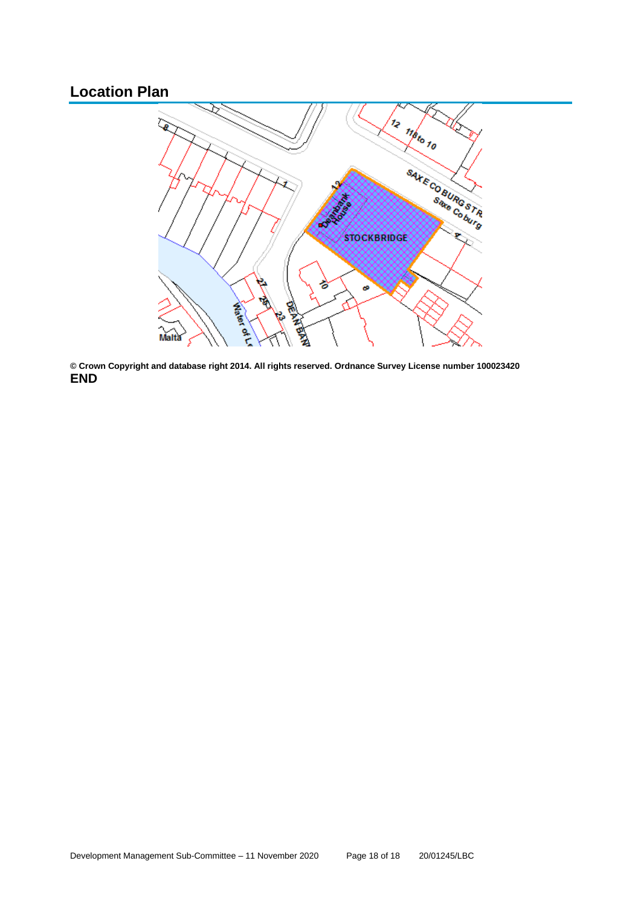## Location Plan

12
11B to 10
SAXE COBURG STR
Saxe Coburg
Deanbank House
STOCKBRIDGE
4
10
8
27
25
23
DEAN BAN
Water of L
Malta
8
1

**© Crown Copyright and database right 2014. All rights reserved. Ordnance Survey License number 100023420**

**END**